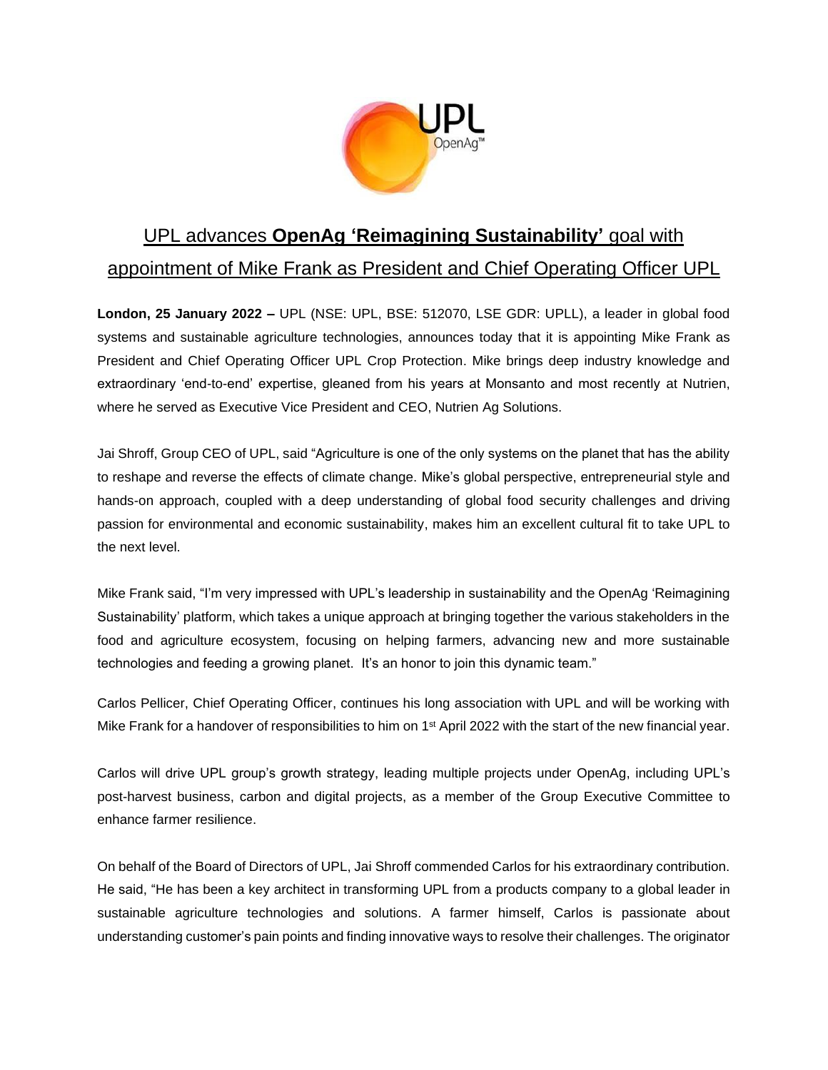# UPL advances **OpenAg 'Reimagining Sustainability'** goal with appointment of Mike Frank as President and Chief Operating Officer UPL

**London, 25 January 2022 –** UPL (NSE: UPL, BSE: 512070, LSE GDR: UPLL), a leader in global food systems and sustainable agriculture technologies, announces today that it is appointing Mike Frank as President and Chief Operating Officer UPL Crop Protection. Mike brings deep industry knowledge and extraordinary 'end-to-end' expertise, gleaned from his years at Monsanto and most recently at Nutrien, where he served as Executive Vice President and CEO, Nutrien Ag Solutions.

Jai Shroff, Group CEO of UPL, said "Agriculture is one of the only systems on the planet that has the ability to reshape and reverse the effects of climate change. Mike's global perspective, entrepreneurial style and hands-on approach, coupled with a deep understanding of global food security challenges and driving passion for environmental and economic sustainability, makes him an excellent cultural fit to take UPL to the next level.

Mike Frank said, "I'm very impressed with UPL's leadership in sustainability and the OpenAg 'Reimagining Sustainability' platform, which takes a unique approach at bringing together the various stakeholders in the food and agriculture ecosystem, focusing on helping farmers, advancing new and more sustainable technologies and feeding a growing planet. It's an honor to join this dynamic team."

Carlos Pellicer, Chief Operating Officer, continues his long association with UPL and will be working with Mike Frank for a handover of responsibilities to him on 1st April 2022 with the start of the new financial year.

Carlos will drive UPL group's growth strategy, leading multiple projects under OpenAg, including UPL's post-harvest business, carbon and digital projects, as a member of the Group Executive Committee to enhance farmer resilience.

On behalf of the Board of Directors of UPL, Jai Shroff commended Carlos for his extraordinary contribution. He said, "He has been a key architect in transforming UPL from a products company to a global leader in sustainable agriculture technologies and solutions. A farmer himself, Carlos is passionate about understanding customer's pain points and finding innovative ways to resolve their challenges. The originator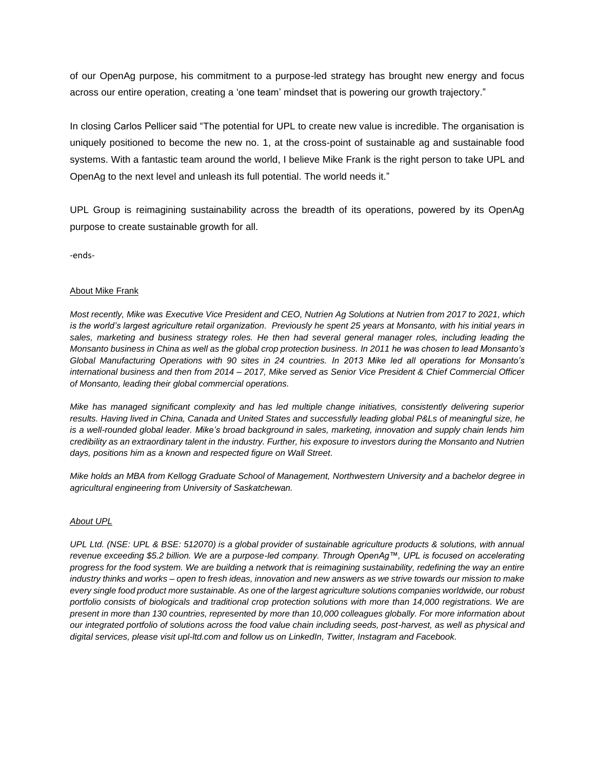of our OpenAg purpose, his commitment to a purpose-led strategy has brought new energy and focus across our entire operation, creating a 'one team' mindset that is powering our growth trajectory."

In closing Carlos Pellicer said "The potential for UPL to create new value is incredible. The organisation is uniquely positioned to become the new no. 1, at the cross-point of sustainable ag and sustainable food systems. With a fantastic team around the world, I believe Mike Frank is the right person to take UPL and OpenAg to the next level and unleash its full potential. The world needs it."

UPL Group is reimagining sustainability across the breadth of its operations, powered by its OpenAg purpose to create sustainable growth for all.

-ends-

About Mike Frank

*Most recently, Mike was Executive Vice President and CEO, Nutrien Ag Solutions at Nutrien from 2017 to 2021, which is the world's largest agriculture retail organization. Previously he spent 25 years at Monsanto, with his initial years in sales, marketing and business strategy roles. He then had several general manager roles, including leading the Monsanto business in China as well as the global crop protection business. In 2011 he was chosen to lead Monsanto's Global Manufacturing Operations with 90 sites in 24 countries. In 2013 Mike led all operations for Monsanto's international business and then from 2014 – 2017, Mike served as Senior Vice President & Chief Commercial Officer of Monsanto, leading their global commercial operations.*

*Mike has managed significant complexity and has led multiple change initiatives, consistently delivering superior results. Having lived in China, Canada and United States and successfully leading global P&Ls of meaningful size, he is a well-rounded global leader. Mike's broad background in sales, marketing, innovation and supply chain lends him credibility as an extraordinary talent in the industry. Further, his exposure to investors during the Monsanto and Nutrien days, positions him as a known and respected figure on Wall Street.*

*Mike holds an MBA from Kellogg Graduate School of Management, Northwestern University and a bachelor degree in agricultural engineering from University of Saskatchewan.*

*About UPL*

*UPL Ltd. (NSE: UPL & BSE: 512070) is a global provider of sustainable agriculture products & solutions, with annual revenue exceeding $5.2 billion. We are a purpose-led company. Through OpenAg™, UPL is focused on accelerating progress for the food system. We are building a network that is reimagining sustainability, redefining the way an entire industry thinks and works – open to fresh ideas, innovation and new answers as we strive towards our mission to make every single food product more sustainable. As one of the largest agriculture solutions companies worldwide, our robust portfolio consists of biologicals and traditional crop protection solutions with more than 14,000 registrations. We are present in more than 130 countries, represented by more than 10,000 colleagues globally. For more information about our integrated portfolio of solutions across the food value chain including seeds, post-harvest, as well as physical and digital services, please visit upl-ltd.com and follow us on LinkedIn, Twitter, Instagram and Facebook.*